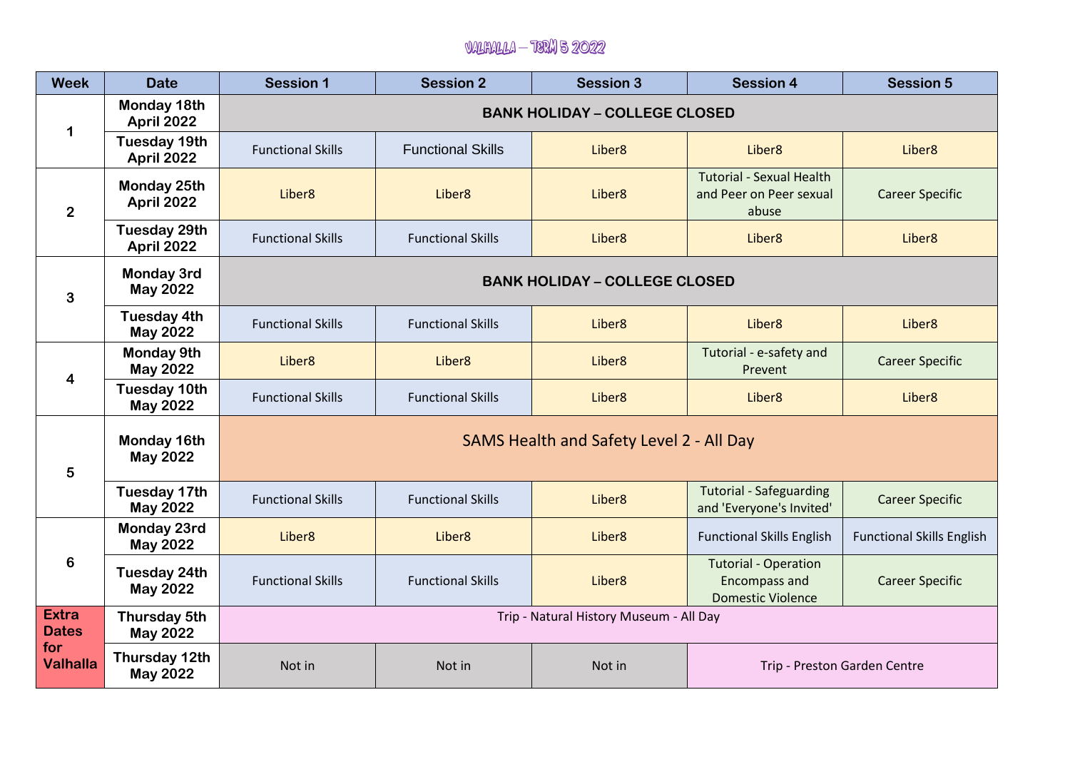# Valhalla – Term 5 2022

| Week | Date | Session 1 | Session 2 | Session 3 | Session 4 | Session 5 |
|---|---|---|---|---|---|---|
| 1 | Monday 18th April 2022 | BANK HOLIDAY – COLLEGE CLOSED | | | | |
| | Tuesday 19th April 2022 | Functional Skills | Functional Skills | Liber8 | Liber8 | Liber8 |
| 2 | Monday 25th April 2022 | Liber8 | Liber8 | Liber8 | Tutorial - Sexual Health and Peer on Peer sexual abuse | Career Specific |
| | Tuesday 29th April 2022 | Functional Skills | Functional Skills | Liber8 | Liber8 | Liber8 |
| 3 | Monday 3rd May 2022 | BANK HOLIDAY – COLLEGE CLOSED | | | | |
| | Tuesday 4th May 2022 | Functional Skills | Functional Skills | Liber8 | Liber8 | Liber8 |
| 4 | Monday 9th May 2022 | Liber8 | Liber8 | Liber8 | Tutorial - e-safety and Prevent | Career Specific |
| | Tuesday 10th May 2022 | Functional Skills | Functional Skills | Liber8 | Liber8 | Liber8 |
| 5 | Monday 16th May 2022 | SAMS Health and Safety Level 2 - All Day | | | | |
| | Tuesday 17th May 2022 | Functional Skills | Functional Skills | Liber8 | Tutorial - Safeguarding and 'Everyone's Invited' | Career Specific |
| 6 | Monday 23rd May 2022 | Liber8 | Liber8 | Liber8 | Functional Skills English | Functional Skills English |
| | Tuesday 24th May 2022 | Functional Skills | Functional Skills | Liber8 | Tutorial - Operation Encompass and Domestic Violence | Career Specific |
| Extra Dates for Valhalla | Thursday 5th May 2022 | Trip - Natural History Museum - All Day | | | | |
| | Thursday 12th May 2022 | Not in | Not in | Not in | Trip - Preston Garden Centre | |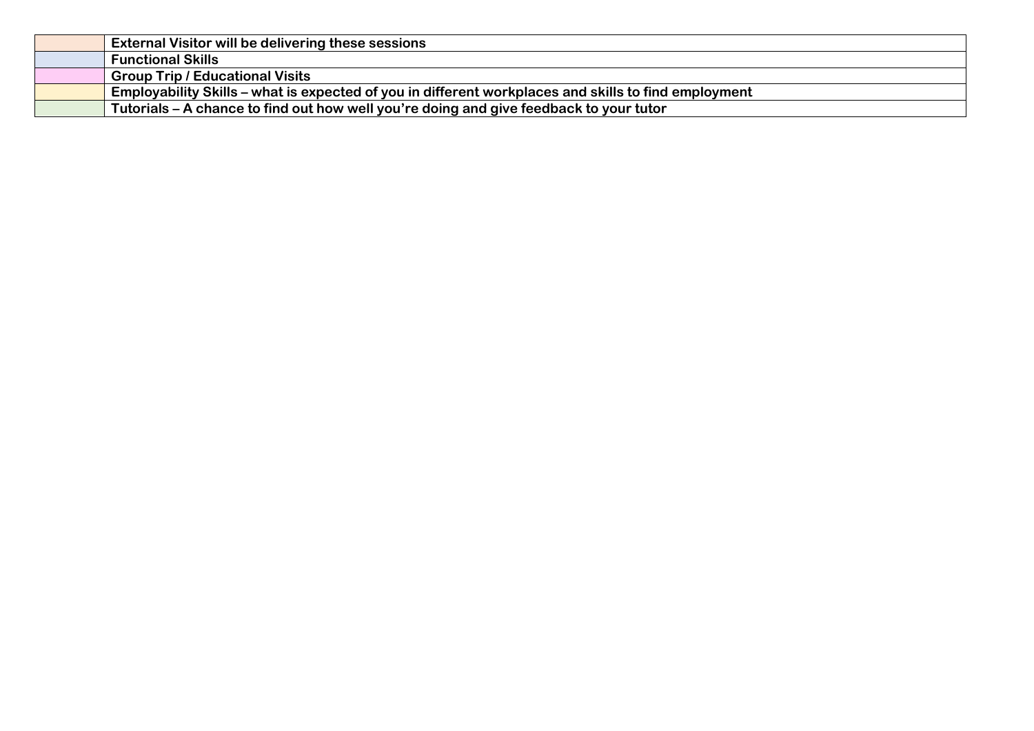| | |
|---|---|
| | **External Visitor will be delivering these sessions** |
| | **Functional Skills** |
| | **Group Trip / Educational Visits** |
| | **Employability Skills – what is expected of you in different workplaces and skills to find employment** |
| | **Tutorials – A chance to find out how well you're doing and give feedback to your tutor** |